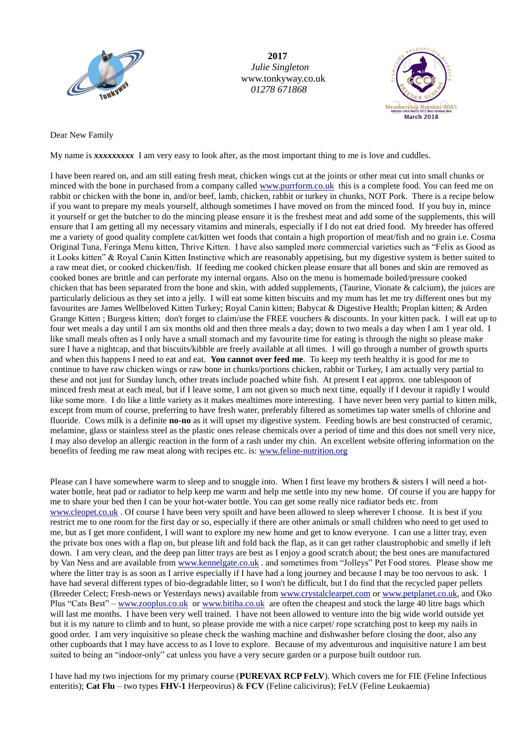**2017**
*Julie Singleton*
www.tonkyway.co.uk
*01278 671868*

Membership Number 0085
member since March 2013 Next renewal date
**March 2018**

Dear New Family

My name is ***xxxxxxxxx*** I am very easy to look after, as the most important thing to me is love and cuddles.

I have been reared on, and am still eating fresh meat, chicken wings cut at the joints or other meat cut into small chunks or minced with the bone in purchased from a company called www.purrform.co.uk this is a complete food. You can feed me on rabbit or chicken with the bone in, and/or beef, lamb, chicken, rabbit or turkey in chunks, NOT Pork. There is a recipe below if you want to prepare my meals yourself, although sometimes I have moved on from the minced food. If you buy in, mince it yourself or get the butcher to do the mincing please ensure it is the freshest meat and add some of the supplements, this will ensure that I am getting all my necessary vitamins and minerals, especially if I do not eat dried food. My breeder has offered me a variety of good quality complete cat/kitten wet foods that contain a high proportion of meat/fish and no grain i.e. Cosma Original Tuna, Feringa Menu kitten, Thrive Kitten. I have also sampled more commercial varieties such as "Felix as Good as it Looks kitten" & Royal Canin Kitten Instinctive which are reasonably appetising, but my digestive system is better suited to a raw meat diet, or cooked chicken/fish. If feeding me cooked chicken please ensure that all bones and skin are removed as cooked bones are brittle and can perforate my internal organs. Also on the menu is homemade boiled/pressure cooked chicken that has been separated from the bone and skin, with added supplements, (Taurine, Vionate & calcium), the juices are particularly delicious as they set into a jelly. I will eat some kitten biscuits and my mum has let me try different ones but my favourites are James Wellbeloved Kitten Turkey; Royal Canin kitten; Babycat & Digestive Health; Proplan kitten; & Arden Grange Kitten ; Burgess kitten; don't forget to claim/use the FREE vouchers & discounts. In your kitten pack. I will eat up to four wet meals a day until I am six months old and then three meals a day; down to two meals a day when I am 1 year old. I like small meals often as I only have a small stomach and my favourite time for eating is through the night so please make sure I have a nightcap, and that biscuits/kibble are freely available at all times. I will go through a number of growth spurts and when this happens I need to eat and eat. **You cannot over feed me**. To keep my teeth healthy it is good for me to continue to have raw chicken wings or raw bone in chunks/portions chicken, rabbit or Turkey, I am actually very partial to these and not just for Sunday lunch, other treats include poached white fish. At present I eat approx. one tablespoon of minced fresh meat at each meal, but if I leave some, I am not given so much next time, equally if I devour it rapidly I would like some more. I do like a little variety as it makes mealtimes more interesting. I have never been very partial to kitten milk, except from mum of course, preferring to have fresh water, preferably filtered as sometimes tap water smells of chlorine and fluoride. Cows milk is a definite **no-no** as it will upset my digestive system. Feeding bowls are best constructed of ceramic, melamine, glass or stainless steel as the plastic ones release chemicals over a period of time and this does not smell very nice, I may also develop an allergic reaction in the form of a rash under my chin. An excellent website offering information on the benefits of feeding me raw meat along with recipes etc. is: www.feline-nutrition.org

Please can I have somewhere warm to sleep and to snuggle into. When I first leave my brothers & sisters I will need a hot-water bottle, heat pad or radiator to help keep me warm and help me settle into my new home. Of course if you are happy for me to share your bed then I can be your hot-water bottle. You can get some really nice radiator beds etc. from www.cleopet.co.uk . Of course I have been very spoilt and have been allowed to sleep wherever I choose. It is best if you restrict me to one room for the first day or so, especially if there are other animals or small children who need to get used to me, but as I get more confident, I will want to explore my new home and get to know everyone. I can use a litter tray, even the private box ones with a flap on, but please lift and fold back the flap, as it can get rather claustrophobic and smelly if left down. I am very clean, and the deep pan litter trays are best as I enjoy a good scratch about; the best ones are manufactured by Van Ness and are available from www.kennelgate.co.uk . and sometimes from "Jolleys" Pet Food stores. Please show me where the litter tray is as soon as I arrive especially if I have had a long journey and because I may be too nervous to ask. I have had several different types of bio-degradable litter, so I won't be difficult, but I do find that the recycled paper pellets (Breeder Celect; Fresh-news or Yesterdays news) available from www.crystalclearpet.com or www.petplanet.co.uk, and Oko Plus "Cats Best" – www.zooplus.co.uk or www.bitiba.co.uk are often the cheapest and stock the large 40 litre bags which will last me months. I have been very well trained. I have not been allowed to venture into the big wide world outside yet but it is my nature to climb and to hunt, so please provide me with a nice carpet/ rope scratching post to keep my nails in good order. I am very inquisitive so please check the washing machine and dishwasher before closing the door, also any other cupboards that I may have access to as I love to explore. Because of my adventurous and inquisitive nature I am best suited to being an "indoor-only" cat unless you have a very secure garden or a purpose built outdoor run.

I have had my two injections for my primary course (**PUREVAX RCP FeLV**). Which covers me for FIE (Feline Infectious enteritis); **Cat Flu** – two types **FHV-1** Herpeovirus) & **FCV** (Feline calicivirus); FeLV (Feline Leukaemia)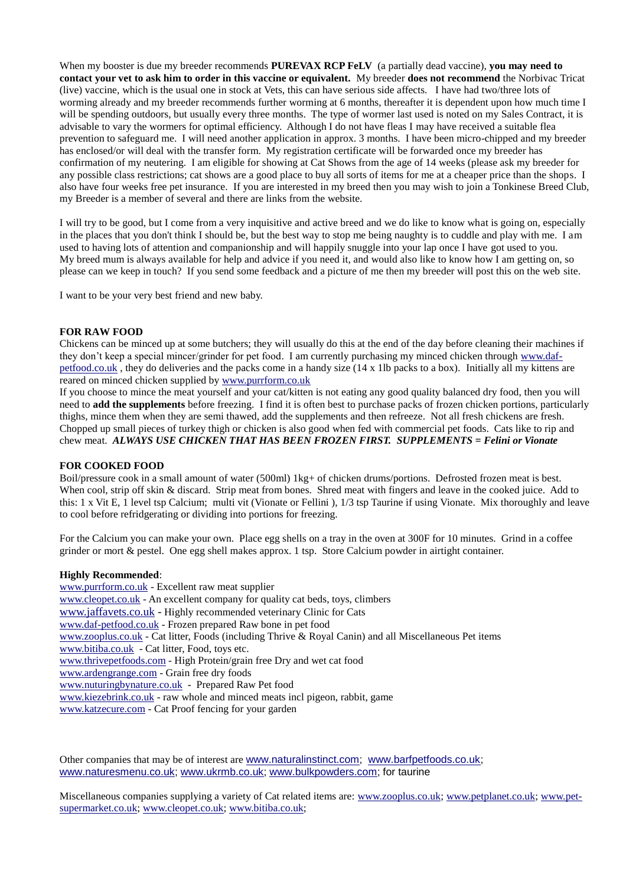When my booster is due my breeder recommends **PUREVAX RCP FeLV** (a partially dead vaccine), **you may need to contact your vet to ask him to order in this vaccine or equivalent.** My breeder **does not recommend** the Norbivac Tricat (live) vaccine, which is the usual one in stock at Vets, this can have serious side affects. I have had two/three lots of worming already and my breeder recommends further worming at 6 months, thereafter it is dependent upon how much time I will be spending outdoors, but usually every three months. The type of wormer last used is noted on my Sales Contract, it is advisable to vary the wormers for optimal efficiency. Although I do not have fleas I may have received a suitable flea prevention to safeguard me. I will need another application in approx. 3 months. I have been micro-chipped and my breeder has enclosed/or will deal with the transfer form. My registration certificate will be forwarded once my breeder has confirmation of my neutering. I am eligible for showing at Cat Shows from the age of 14 weeks (please ask my breeder for any possible class restrictions; cat shows are a good place to buy all sorts of items for me at a cheaper price than the shops. I also have four weeks free pet insurance. If you are interested in my breed then you may wish to join a Tonkinese Breed Club, my Breeder is a member of several and there are links from the website.

I will try to be good, but I come from a very inquisitive and active breed and we do like to know what is going on, especially in the places that you don't think I should be, but the best way to stop me being naughty is to cuddle and play with me. I am used to having lots of attention and companionship and will happily snuggle into your lap once I have got used to you. My breed mum is always available for help and advice if you need it, and would also like to know how I am getting on, so please can we keep in touch? If you send some feedback and a picture of me then my breeder will post this on the web site.

I want to be your very best friend and new baby.

**FOR RAW FOOD**

Chickens can be minced up at some butchers; they will usually do this at the end of the day before cleaning their machines if they don't keep a special mincer/grinder for pet food. I am currently purchasing my minced chicken through www.daf-petfood.co.uk , they do deliveries and the packs come in a handy size (14 x 1lb packs to a box). Initially all my kittens are reared on minced chicken supplied by www.purrform.co.uk

If you choose to mince the meat yourself and your cat/kitten is not eating any good quality balanced dry food, then you will need to **add the supplements** before freezing. I find it is often best to purchase packs of frozen chicken portions, particularly thighs, mince them when they are semi thawed, add the supplements and then refreeze. Not all fresh chickens are fresh. Chopped up small pieces of turkey thigh or chicken is also good when fed with commercial pet foods. Cats like to rip and chew meat. ***ALWAYS USE CHICKEN THAT HAS BEEN FROZEN FIRST. SUPPLEMENTS = Felini or Vionate***

**FOR COOKED FOOD**

Boil/pressure cook in a small amount of water (500ml) 1kg+ of chicken drums/portions. Defrosted frozen meat is best. When cool, strip off skin & discard. Strip meat from bones. Shred meat with fingers and leave in the cooked juice. Add to this: 1 x Vit E, 1 level tsp Calcium; multi vit (Vionate or Fellini ), 1/3 tsp Taurine if using Vionate. Mix thoroughly and leave to cool before refridgerating or dividing into portions for freezing.

For the Calcium you can make your own. Place egg shells on a tray in the oven at 300F for 10 minutes. Grind in a coffee grinder or mort & pestel. One egg shell makes approx. 1 tsp. Store Calcium powder in airtight container.

**Highly Recommended**:
www.purrform.co.uk - Excellent raw meat supplier
www.cleopet.co.uk - An excellent company for quality cat beds, toys, climbers
www.jaffavets.co.uk - Highly recommended veterinary Clinic for Cats
www.daf-petfood.co.uk - Frozen prepared Raw bone in pet food
www.zooplus.co.uk - Cat litter, Foods (including Thrive & Royal Canin) and all Miscellaneous Pet items
www.bitiba.co.uk - Cat litter, Food, toys etc.
www.thrivepetfoods.com - High Protein/grain free Dry and wet cat food
www.ardengrange.com - Grain free dry foods
www.nuturingbynature.co.uk - Prepared Raw Pet food
www.kiezebrink.co.uk - raw whole and minced meats incl pigeon, rabbit, game
www.katzecure.com - Cat Proof fencing for your garden

Other companies that may be of interest are www.naturalinstinct.com; www.barfpetfoods.co.uk; www.naturesmenu.co.uk; www.ukrmb.co.uk; www.bulkpowders.com; for taurine

Miscellaneous companies supplying a variety of Cat related items are: www.zooplus.co.uk; www.petplanet.co.uk; www.pet-supermarket.co.uk; www.cleopet.co.uk; www.bitiba.co.uk;